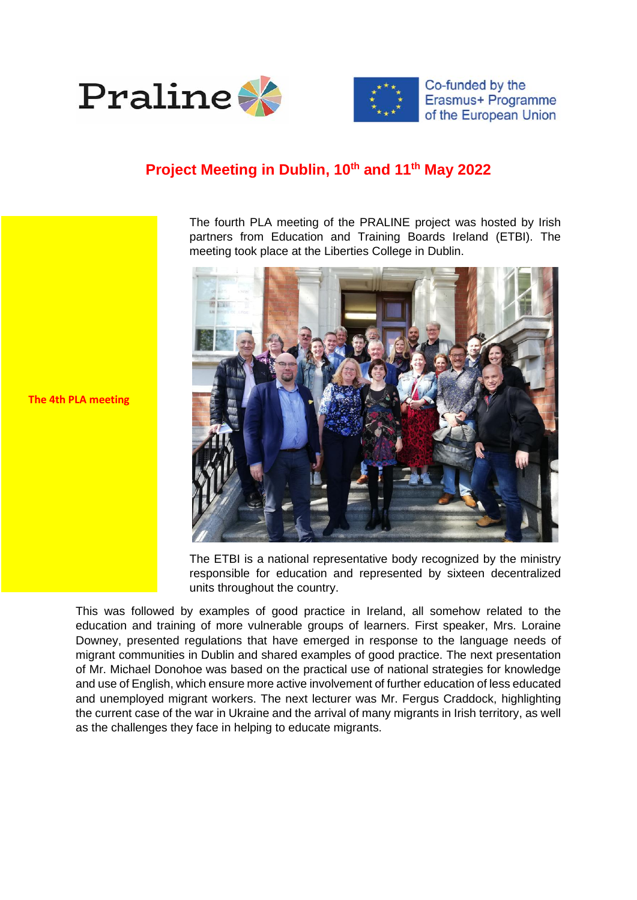Praline

Co-funded by the Erasmus+ Programme of the European Union

# Project Meeting in Dublin, 10th and 11th May 2022

**The 4th PLA meeting**

The fourth PLA meeting of the PRALINE project was hosted by Irish partners from Education and Training Boards Ireland (ETBI). The meeting took place at the Liberties College in Dublin.

The ETBI is a national representative body recognized by the ministry responsible for education and represented by sixteen decentralized units throughout the country.

This was followed by examples of good practice in Ireland, all somehow related to the education and training of more vulnerable groups of learners. First speaker, Mrs. Loraine Downey, presented regulations that have emerged in response to the language needs of migrant communities in Dublin and shared examples of good practice. The next presentation of Mr. Michael Donohoe was based on the practical use of national strategies for knowledge and use of English, which ensure more active involvement of further education of less educated and unemployed migrant workers. The next lecturer was Mr. Fergus Craddock, highlighting the current case of the war in Ukraine and the arrival of many migrants in Irish territory, as well as the challenges they face in helping to educate migrants.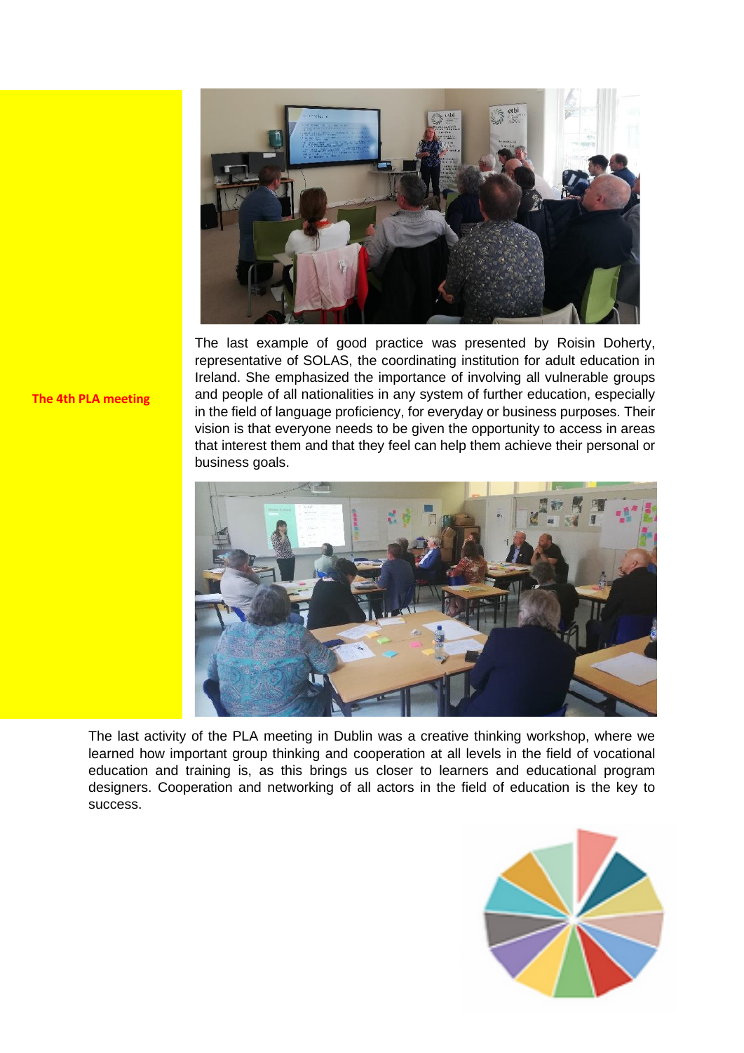**The 4th PLA meeting**

The last example of good practice was presented by Roisin Doherty, representative of SOLAS, the coordinating institution for adult education in Ireland. She emphasized the importance of involving all vulnerable groups and people of all nationalities in any system of further education, especially in the field of language proficiency, for everyday or business purposes. Their vision is that everyone needs to be given the opportunity to access in areas that interest them and that they feel can help them achieve their personal or business goals.

The last activity of the PLA meeting in Dublin was a creative thinking workshop, where we learned how important group thinking and cooperation at all levels in the field of vocational education and training is, as this brings us closer to learners and educational program designers. Cooperation and networking of all actors in the field of education is the key to success.